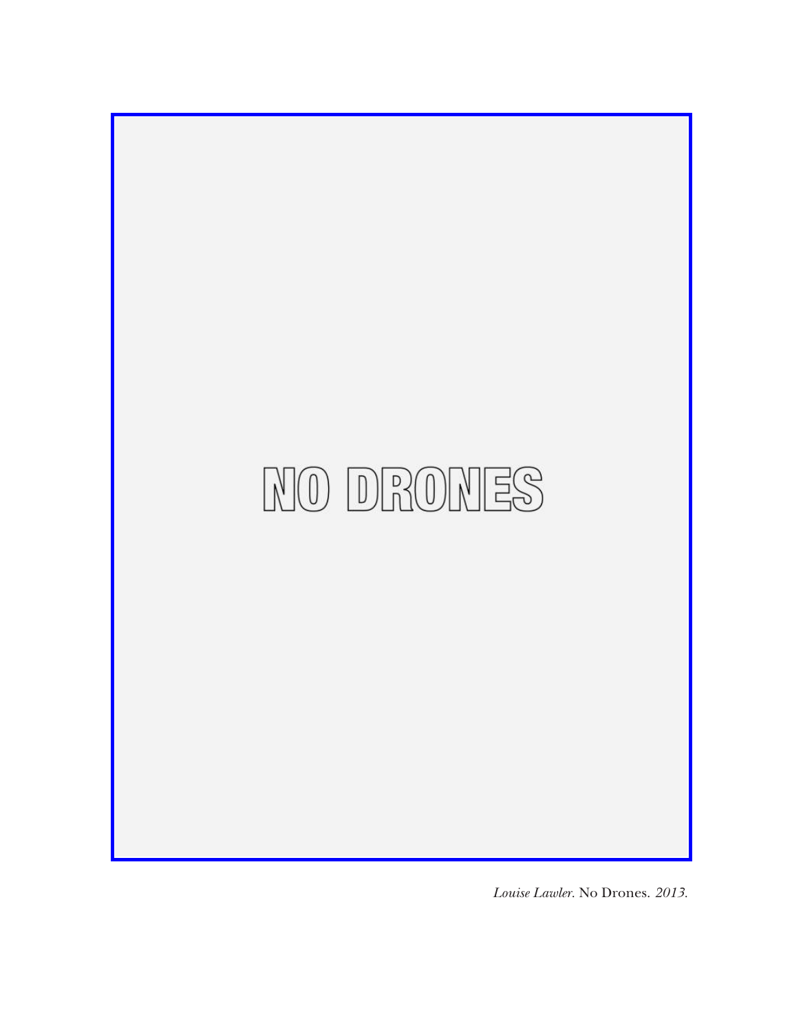NO DRONES

*Louise Lawler.* No Drones. *2013.*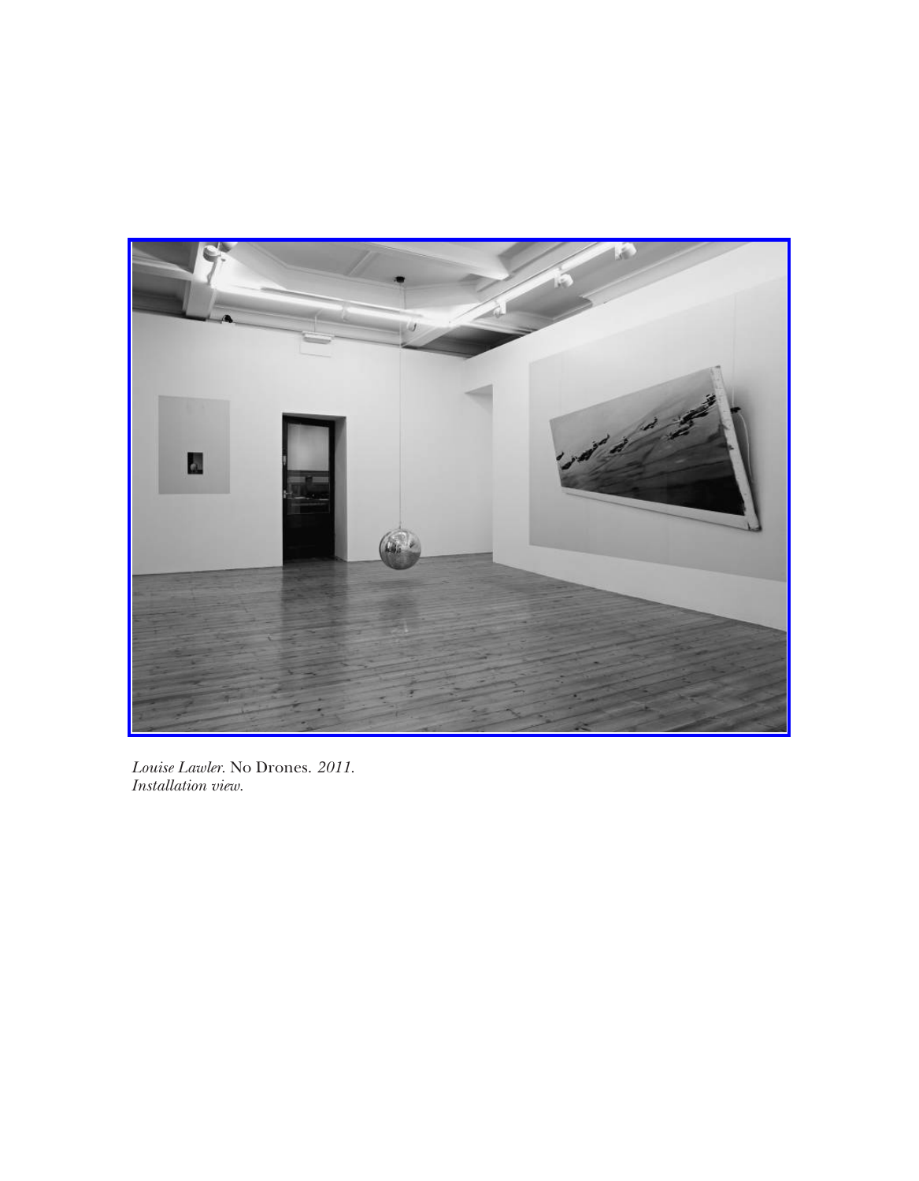*Louise Lawler.* No Drones. *2011.*
*Installation view.*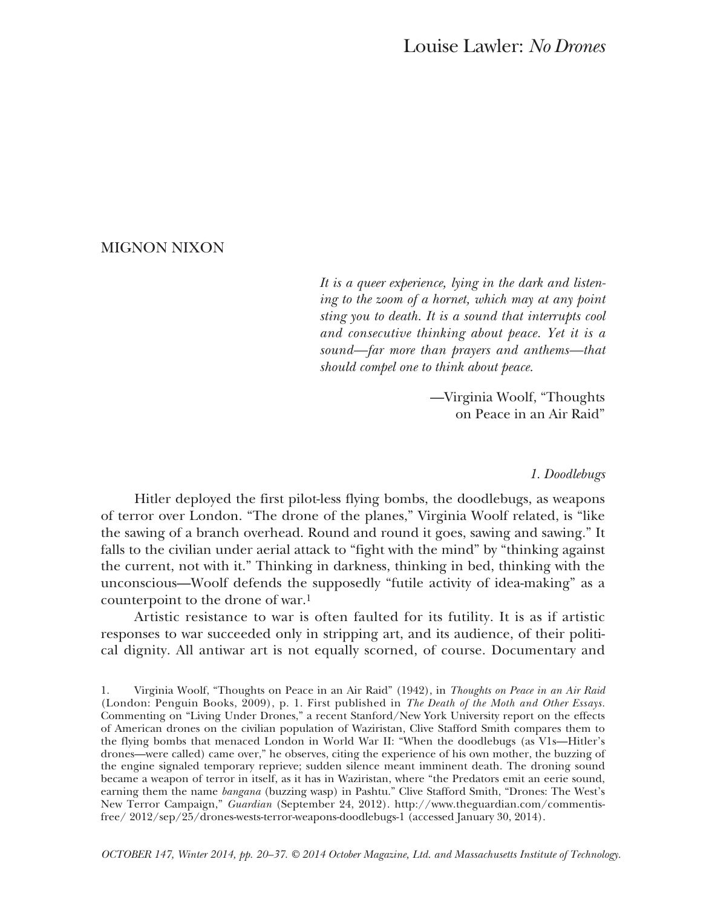# Louise Lawler: *No Drones*

MIGNON NIXON

> *It is a queer experience, lying in the dark and listening to the zoom of a hornet, which may at any point sting you to death. It is a sound that interrupts cool and consecutive thinking about peace. Yet it is a sound—far more than prayers and anthems—that should compel one to think about peace.*
>
> —Virginia Woolf, "Thoughts on Peace in an Air Raid"

### *1. Doodlebugs*

Hitler deployed the first pilot-less flying bombs, the doodlebugs, as weapons of terror over London. "The drone of the planes," Virginia Woolf related, is "like the sawing of a branch overhead. Round and round it goes, sawing and sawing." It falls to the civilian under aerial attack to "fight with the mind" by "thinking against the current, not with it." Thinking in darkness, thinking in bed, thinking with the unconscious—Woolf defends the supposedly "futile activity of idea-making" as a counterpoint to the drone of war.[1]

Artistic resistance to war is often faulted for its futility. It is as if artistic responses to war succeeded only in stripping art, and its audience, of their political dignity. All antiwar art is not equally scorned, of course. Documentary and

1. Virginia Woolf, "Thoughts on Peace in an Air Raid" (1942), in *Thoughts on Peace in an Air Raid* (London: Penguin Books, 2009), p. 1. First published in *The Death of the Moth and Other Essays*. Commenting on "Living Under Drones," a recent Stanford/New York University report on the effects of American drones on the civilian population of Waziristan, Clive Stafford Smith compares them to the flying bombs that menaced London in World War II: "When the doodlebugs (as V1s—Hitler's drones—were called) came over," he observes, citing the experience of his own mother, the buzzing of the engine signaled temporary reprieve; sudden silence meant imminent death. The droning sound became a weapon of terror in itself, as it has in Waziristan, where "the Predators emit an eerie sound, earning them the name *bangana* (buzzing wasp) in Pashtu." Clive Stafford Smith, "Drones: The West's New Terror Campaign," *Guardian* (September 24, 2012). http://www.theguardian.com/commentisfree/ 2012/sep/25/drones-wests-terror-weapons-doodlebugs-1 (accessed January 30, 2014).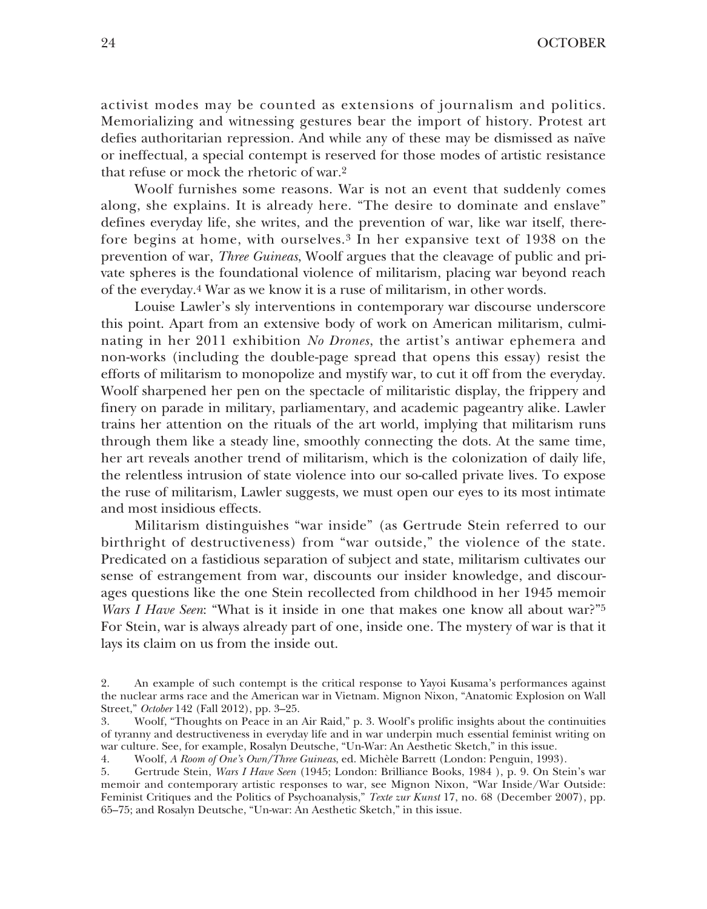activist modes may be counted as extensions of journalism and politics. Memorializing and witnessing gestures bear the import of history. Protest art defies authoritarian repression. And while any of these may be dismissed as naïve or ineffectual, a special contempt is reserved for those modes of artistic resistance that refuse or mock the rhetoric of war.[2]

Woolf furnishes some reasons. War is not an event that suddenly comes along, she explains. It is already here. "The desire to dominate and enslave" defines everyday life, she writes, and the prevention of war, like war itself, therefore begins at home, with ourselves.[3] In her expansive text of 1938 on the prevention of war, *Three Guineas*, Woolf argues that the cleavage of public and private spheres is the foundational violence of militarism, placing war beyond reach of the everyday.[4] War as we know it is a ruse of militarism, in other words.

Louise Lawler's sly interventions in contemporary war discourse underscore this point. Apart from an extensive body of work on American militarism, culminating in her 2011 exhibition *No Drones*, the artist's antiwar ephemera and non-works (including the double-page spread that opens this essay) resist the efforts of militarism to monopolize and mystify war, to cut it off from the everyday. Woolf sharpened her pen on the spectacle of militaristic display, the frippery and finery on parade in military, parliamentary, and academic pageantry alike. Lawler trains her attention on the rituals of the art world, implying that militarism runs through them like a steady line, smoothly connecting the dots. At the same time, her art reveals another trend of militarism, which is the colonization of daily life, the relentless intrusion of state violence into our so-called private lives. To expose the ruse of militarism, Lawler suggests, we must open our eyes to its most intimate and most insidious effects.

Militarism distinguishes "war inside" (as Gertrude Stein referred to our birthright of destructiveness) from "war outside," the violence of the state. Predicated on a fastidious separation of subject and state, militarism cultivates our sense of estrangement from war, discounts our insider knowledge, and discourages questions like the one Stein recollected from childhood in her 1945 memoir *Wars I Have Seen*: "What is it inside in one that makes one know all about war?"[5] For Stein, war is always already part of one, inside one. The mystery of war is that it lays its claim on us from the inside out.

2. An example of such contempt is the critical response to Yayoi Kusama's performances against the nuclear arms race and the American war in Vietnam. Mignon Nixon, "Anatomic Explosion on Wall Street," *October* 142 (Fall 2012), pp. 3–25.

3. Woolf, "Thoughts on Peace in an Air Raid," p. 3. Woolf's prolific insights about the continuities of tyranny and destructiveness in everyday life and in war underpin much essential feminist writing on war culture. See, for example, Rosalyn Deutsche, "Un-War: An Aesthetic Sketch," in this issue.

4. Woolf, *A Room of One's Own/Three Guineas*, ed. Michèle Barrett (London: Penguin, 1993).

5. Gertrude Stein, *Wars I Have Seen* (1945; London: Brilliance Books, 1984 ), p. 9. On Stein's war memoir and contemporary artistic responses to war, see Mignon Nixon, "War Inside/War Outside: Feminist Critiques and the Politics of Psychoanalysis," *Texte zur Kunst* 17, no. 68 (December 2007), pp. 65–75; and Rosalyn Deutsche, "Un-war: An Aesthetic Sketch," in this issue.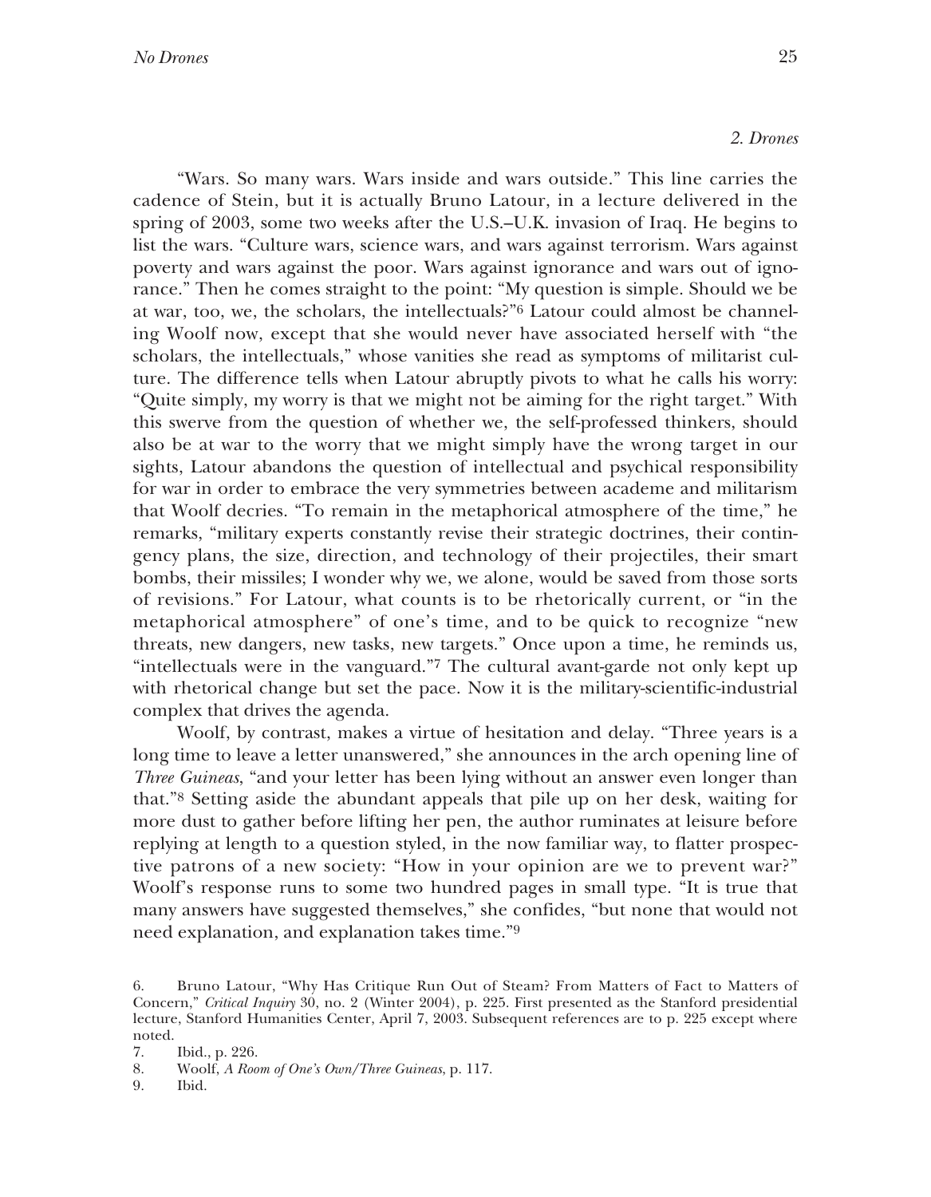*2. Drones*

"Wars. So many wars. Wars inside and wars outside." This line carries the cadence of Stein, but it is actually Bruno Latour, in a lecture delivered in the spring of 2003, some two weeks after the U.S.–U.K. invasion of Iraq. He begins to list the wars. "Culture wars, science wars, and wars against terrorism. Wars against poverty and wars against the poor. Wars against ignorance and wars out of ignorance." Then he comes straight to the point: "My question is simple. Should we be at war, too, we, the scholars, the intellectuals?"[6] Latour could almost be channeling Woolf now, except that she would never have associated herself with "the scholars, the intellectuals," whose vanities she read as symptoms of militarist culture. The difference tells when Latour abruptly pivots to what he calls his worry: "Quite simply, my worry is that we might not be aiming for the right target." With this swerve from the question of whether we, the self-professed thinkers, should also be at war to the worry that we might simply have the wrong target in our sights, Latour abandons the question of intellectual and psychical responsibility for war in order to embrace the very symmetries between academe and militarism that Woolf decries. "To remain in the metaphorical atmosphere of the time," he remarks, "military experts constantly revise their strategic doctrines, their contingency plans, the size, direction, and technology of their projectiles, their smart bombs, their missiles; I wonder why we, we alone, would be saved from those sorts of revisions." For Latour, what counts is to be rhetorically current, or "in the metaphorical atmosphere" of one's time, and to be quick to recognize "new threats, new dangers, new tasks, new targets." Once upon a time, he reminds us, "intellectuals were in the vanguard."[7] The cultural avant-garde not only kept up with rhetorical change but set the pace. Now it is the military-scientific-industrial complex that drives the agenda.

Woolf, by contrast, makes a virtue of hesitation and delay. "Three years is a long time to leave a letter unanswered," she announces in the arch opening line of *Three Guineas*, "and your letter has been lying without an answer even longer than that."[8] Setting aside the abundant appeals that pile up on her desk, waiting for more dust to gather before lifting her pen, the author ruminates at leisure before replying at length to a question styled, in the now familiar way, to flatter prospective patrons of a new society: "How in your opinion are we to prevent war?" Woolf's response runs to some two hundred pages in small type. "It is true that many answers have suggested themselves," she confides, "but none that would not need explanation, and explanation takes time."[9]

6. Bruno Latour, "Why Has Critique Run Out of Steam? From Matters of Fact to Matters of Concern," *Critical Inquiry* 30, no. 2 (Winter 2004), p. 225. First presented as the Stanford presidential lecture, Stanford Humanities Center, April 7, 2003. Subsequent references are to p. 225 except where noted.

7. Ibid., p. 226.

8. Woolf, *A Room of One's Own/Three Guineas*, p. 117.

9. Ibid.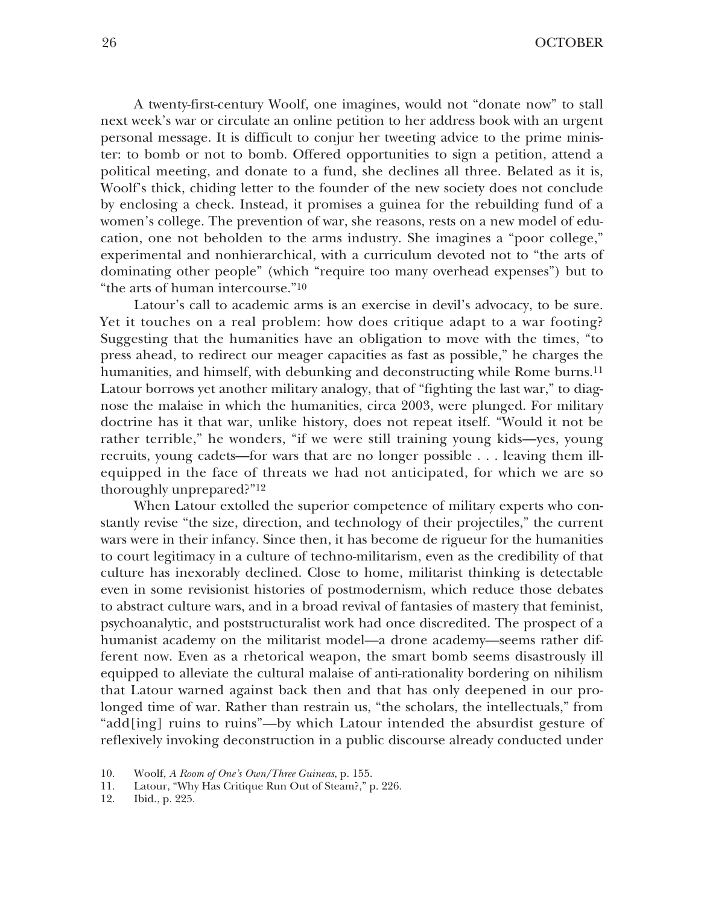A twenty-first-century Woolf, one imagines, would not "donate now" to stall next week's war or circulate an online petition to her address book with an urgent personal message. It is difficult to conjur her tweeting advice to the prime minister: to bomb or not to bomb. Offered opportunities to sign a petition, attend a political meeting, and donate to a fund, she declines all three. Belated as it is, Woolf's thick, chiding letter to the founder of the new society does not conclude by enclosing a check. Instead, it promises a guinea for the rebuilding fund of a women's college. The prevention of war, she reasons, rests on a new model of education, one not beholden to the arms industry. She imagines a "poor college," experimental and nonhierarchical, with a curriculum devoted not to "the arts of dominating other people" (which "require too many overhead expenses") but to "the arts of human intercourse."[10]

Latour's call to academic arms is an exercise in devil's advocacy, to be sure. Yet it touches on a real problem: how does critique adapt to a war footing? Suggesting that the humanities have an obligation to move with the times, "to press ahead, to redirect our meager capacities as fast as possible," he charges the humanities, and himself, with debunking and deconstructing while Rome burns.[11] Latour borrows yet another military analogy, that of "fighting the last war," to diagnose the malaise in which the humanities, circa 2003, were plunged. For military doctrine has it that war, unlike history, does not repeat itself. "Would it not be rather terrible," he wonders, "if we were still training young kids—yes, young recruits, young cadets—for wars that are no longer possible . . . leaving them ill-equipped in the face of threats we had not anticipated, for which we are so thoroughly unprepared?"[12]

When Latour extolled the superior competence of military experts who constantly revise "the size, direction, and technology of their projectiles," the current wars were in their infancy. Since then, it has become de rigueur for the humanities to court legitimacy in a culture of techno-militarism, even as the credibility of that culture has inexorably declined. Close to home, militarist thinking is detectable even in some revisionist histories of postmodernism, which reduce those debates to abstract culture wars, and in a broad revival of fantasies of mastery that feminist, psychoanalytic, and poststructuralist work had once discredited. The prospect of a humanist academy on the militarist model—a drone academy—seems rather different now. Even as a rhetorical weapon, the smart bomb seems disastrously ill equipped to alleviate the cultural malaise of anti-rationality bordering on nihilism that Latour warned against back then and that has only deepened in our prolonged time of war. Rather than restrain us, "the scholars, the intellectuals," from "add[ing] ruins to ruins"—by which Latour intended the absurdist gesture of reflexively invoking deconstruction in a public discourse already conducted under

10. Woolf, *A Room of One's Own/Three Guineas*, p. 155.
11. Latour, "Why Has Critique Run Out of Steam?," p. 226.
12. Ibid., p. 225.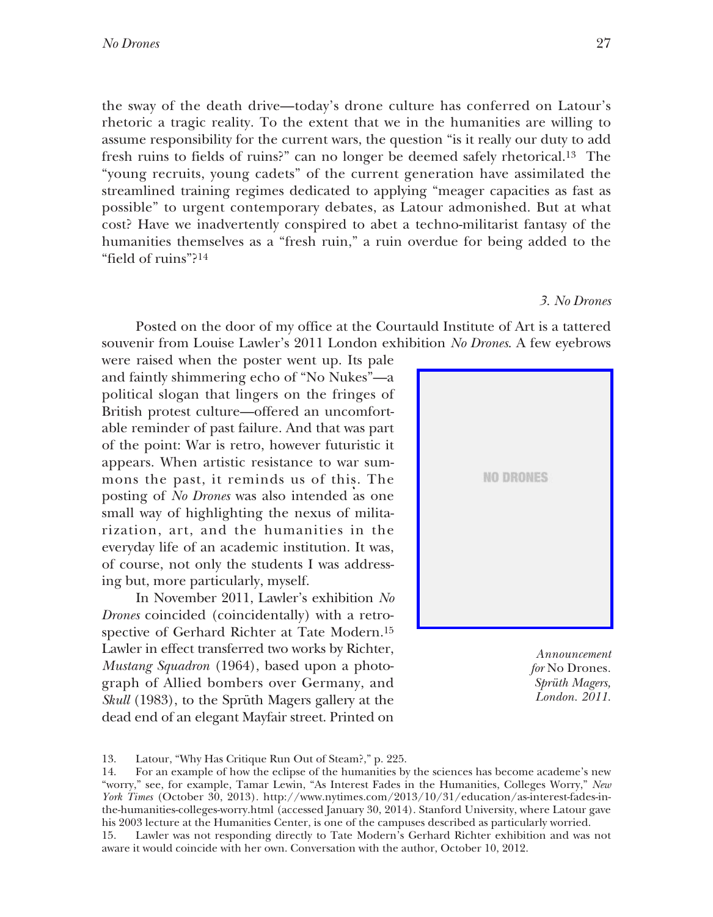the sway of the death drive—today's drone culture has conferred on Latour's rhetoric a tragic reality. To the extent that we in the humanities are willing to assume responsibility for the current wars, the question "is it really our duty to add fresh ruins to fields of ruins?" can no longer be deemed safely rhetorical.[13] The "young recruits, young cadets" of the current generation have assimilated the streamlined training regimes dedicated to applying "meager capacities as fast as possible" to urgent contemporary debates, as Latour admonished. But at what cost? Have we inadvertently conspired to abet a techno-militarist fantasy of the humanities themselves as a "fresh ruin," a ruin overdue for being added to the "field of ruins"?[14]

### *3. No Drones*

Posted on the door of my office at the Courtauld Institute of Art is a tattered souvenir from Louise Lawler's 2011 London exhibition *No Drones*. A few eyebrows were raised when the poster went up. Its pale and faintly shimmering echo of "No Nukes"—a political slogan that lingers on the fringes of British protest culture—offered an uncomfortable reminder of past failure. And that was part of the point: War is retro, however futuristic it appears. When artistic resistance to war summons the past, it reminds us of this. The posting of *No Drones* was also intended as one small way of highlighting the nexus of militarization, art, and the humanities in the everyday life of an academic institution. It was, of course, not only the students I was addressing but, more particularly, myself.

NO DRONES

*Announcement for* No Drones. *Sprüth Magers, London. 2011.*

In November 2011, Lawler's exhibition *No Drones* coincided (coincidentally) with a retrospective of Gerhard Richter at Tate Modern.[15] Lawler in effect transferred two works by Richter, *Mustang Squadron* (1964), based upon a photograph of Allied bombers over Germany, and *Skull* (1983), to the Sprüth Magers gallery at the dead end of an elegant Mayfair street. Printed on

13. Latour, "Why Has Critique Run Out of Steam?," p. 225.

14. For an example of how the eclipse of the humanities by the sciences has become academe's new "worry," see, for example, Tamar Lewin, "As Interest Fades in the Humanities, Colleges Worry," *New York Times* (October 30, 2013). http://www.nytimes.com/2013/10/31/education/as-interest-fades-in-the-humanities-colleges-worry.html (accessed January 30, 2014). Stanford University, where Latour gave his 2003 lecture at the Humanities Center, is one of the campuses described as particularly worried.

15. Lawler was not responding directly to Tate Modern's Gerhard Richter exhibition and was not aware it would coincide with her own. Conversation with the author, October 10, 2012.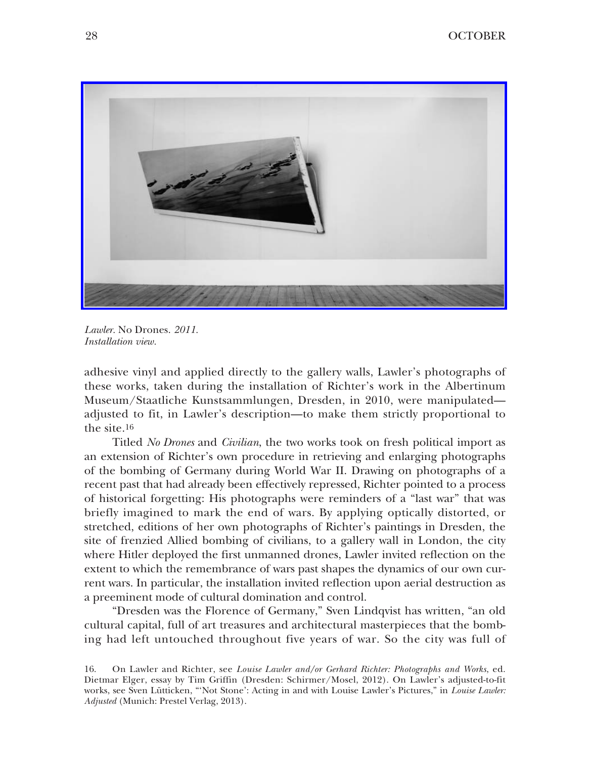*Lawler.* No Drones. *2011. Installation view.*

adhesive vinyl and applied directly to the gallery walls, Lawler's photographs of these works, taken during the installation of Richter's work in the Albertinum Museum/Staatliche Kunstsammlungen, Dresden, in 2010, were manipulated—adjusted to fit, in Lawler's description—to make them strictly proportional to the site.[16]

Titled *No Drones* and *Civilian*, the two works took on fresh political import as an extension of Richter's own procedure in retrieving and enlarging photographs of the bombing of Germany during World War II. Drawing on photographs of a recent past that had already been effectively repressed, Richter pointed to a process of historical forgetting: His photographs were reminders of a "last war" that was briefly imagined to mark the end of wars. By applying optically distorted, or stretched, editions of her own photographs of Richter's paintings in Dresden, the site of frenzied Allied bombing of civilians, to a gallery wall in London, the city where Hitler deployed the first unmanned drones, Lawler invited reflection on the extent to which the remembrance of wars past shapes the dynamics of our own current wars. In particular, the installation invited reflection upon aerial destruction as a preeminent mode of cultural domination and control.

"Dresden was the Florence of Germany," Sven Lindqvist has written, "an old cultural capital, full of art treasures and architectural masterpieces that the bombing had left untouched throughout five years of war. So the city was full of

16. On Lawler and Richter, see *Louise Lawler and/or Gerhard Richter: Photographs and Works*, ed. Dietmar Elger, essay by Tim Griffin (Dresden: Schirmer/Mosel, 2012). On Lawler's adjusted-to-fit works, see Sven Lütticken, "'Not Stone': Acting in and with Louise Lawler's Pictures," in *Louise Lawler: Adjusted* (Munich: Prestel Verlag, 2013).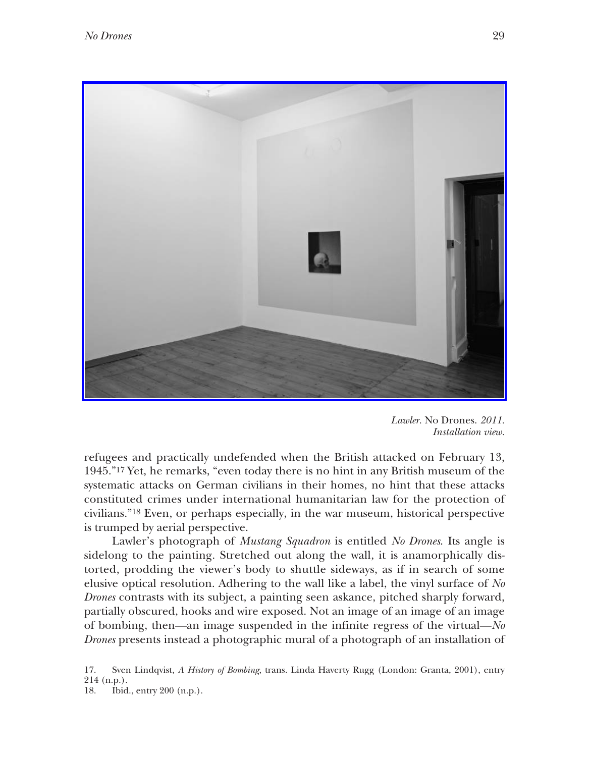*Lawler.* No Drones. *2011. Installation view.*

refugees and practically undefended when the British attacked on February 13, 1945."[17] Yet, he remarks, "even today there is no hint in any British museum of the systematic attacks on German civilians in their homes, no hint that these attacks constituted crimes under international humanitarian law for the protection of civilians."[18] Even, or perhaps especially, in the war museum, historical perspective is trumped by aerial perspective.

Lawler's photograph of *Mustang Squadron* is entitled *No Drones*. Its angle is sidelong to the painting. Stretched out along the wall, it is anamorphically distorted, prodding the viewer's body to shuttle sideways, as if in search of some elusive optical resolution. Adhering to the wall like a label, the vinyl surface of *No Drones* contrasts with its subject, a painting seen askance, pitched sharply forward, partially obscured, hooks and wire exposed. Not an image of an image of an image of bombing, then—an image suspended in the infinite regress of the virtual—*No Drones* presents instead a photographic mural of a photograph of an installation of

17. Sven Lindqvist, *A History of Bombing*, trans. Linda Haverty Rugg (London: Granta, 2001), entry 214 (n.p.).
18. Ibid., entry 200 (n.p.).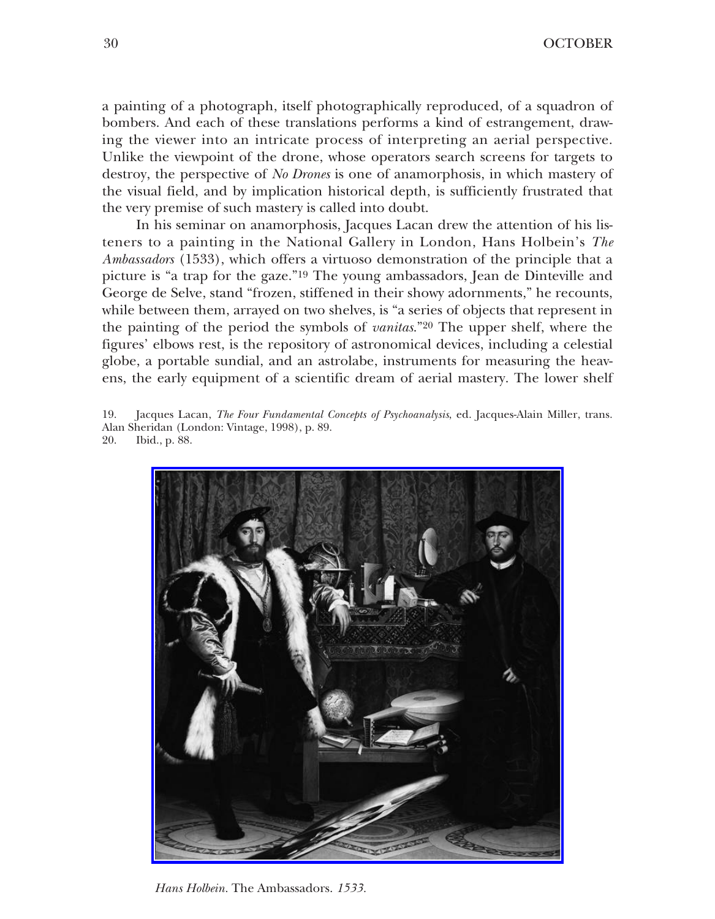a painting of a photograph, itself photographically reproduced, of a squadron of bombers. And each of these translations performs a kind of estrangement, drawing the viewer into an intricate process of interpreting an aerial perspective. Unlike the viewpoint of the drone, whose operators search screens for targets to destroy, the perspective of *No Drones* is one of anamorphosis, in which mastery of the visual field, and by implication historical depth, is sufficiently frustrated that the very premise of such mastery is called into doubt.

In his seminar on anamorphosis, Jacques Lacan drew the attention of his listeners to a painting in the National Gallery in London, Hans Holbein's *The Ambassadors* (1533), which offers a virtuoso demonstration of the principle that a picture is "a trap for the gaze."[19] The young ambassadors, Jean de Dinteville and George de Selve, stand "frozen, stiffened in their showy adornments," he recounts, while between them, arrayed on two shelves, is "a series of objects that represent in the painting of the period the symbols of *vanitas*."[20] The upper shelf, where the figures' elbows rest, is the repository of astronomical devices, including a celestial globe, a portable sundial, and an astrolabe, instruments for measuring the heavens, the early equipment of a scientific dream of aerial mastery. The lower shelf

19. Jacques Lacan, *The Four Fundamental Concepts of Psychoanalysis*, ed. Jacques-Alain Miller, trans. Alan Sheridan (London: Vintage, 1998), p. 89.
20. Ibid., p. 88.

*Hans Holbein.* The Ambassadors. *1533.*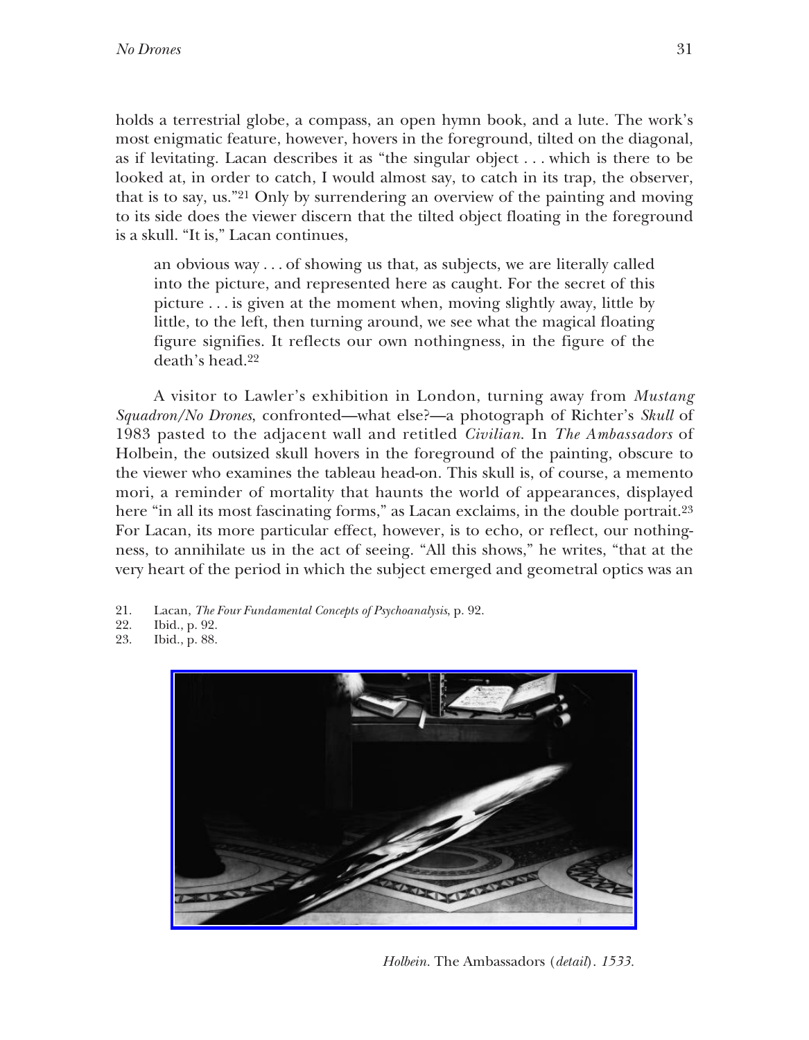holds a terrestrial globe, a compass, an open hymn book, and a lute. The work's most enigmatic feature, however, hovers in the foreground, tilted on the diagonal, as if levitating. Lacan describes it as "the singular object . . . which is there to be looked at, in order to catch, I would almost say, to catch in its trap, the observer, that is to say, us."[21] Only by surrendering an overview of the painting and moving to its side does the viewer discern that the tilted object floating in the foreground is a skull. "It is," Lacan continues,

> an obvious way . . . of showing us that, as subjects, we are literally called into the picture, and represented here as caught. For the secret of this picture . . . is given at the moment when, moving slightly away, little by little, to the left, then turning around, we see what the magical floating figure signifies. It reflects our own nothingness, in the figure of the death's head.[22]

A visitor to Lawler's exhibition in London, turning away from *Mustang Squadron/No Drones*, confronted—what else?—a photograph of Richter's *Skull* of 1983 pasted to the adjacent wall and retitled *Civilian*. In *The Ambassadors* of Holbein, the outsized skull hovers in the foreground of the painting, obscure to the viewer who examines the tableau head-on. This skull is, of course, a memento mori, a reminder of mortality that haunts the world of appearances, displayed here "in all its most fascinating forms," as Lacan exclaims, in the double portrait.[23] For Lacan, its more particular effect, however, is to echo, or reflect, our nothingness, to annihilate us in the act of seeing. "All this shows," he writes, "that at the very heart of the period in which the subject emerged and geometral optics was an

21. Lacan, *The Four Fundamental Concepts of Psychoanalysis*, p. 92.
22. Ibid., p. 92.
23. Ibid., p. 88.

*Holbein.* The Ambassadors *(detail). 1533.*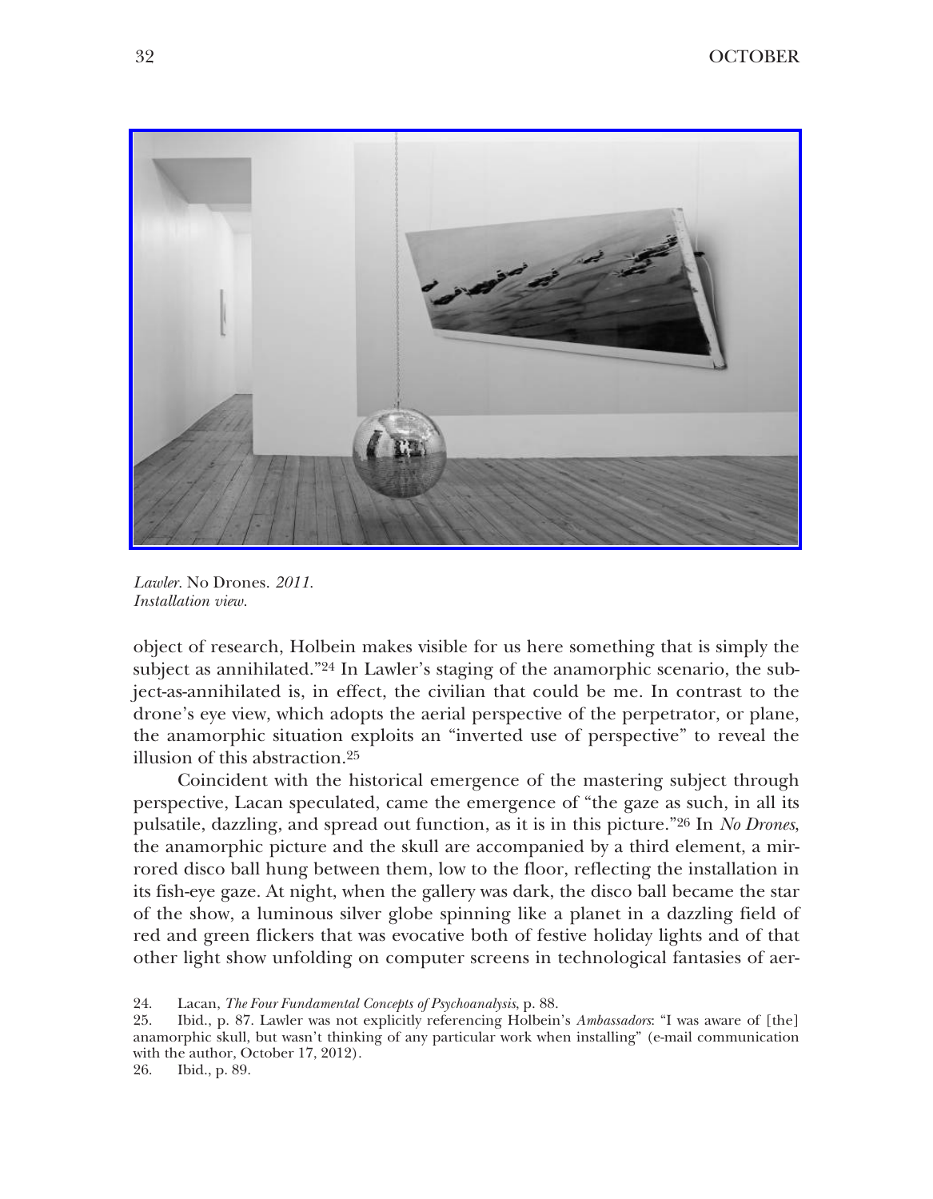*Lawler.* No Drones. *2011.*
*Installation view.*

object of research, Holbein makes visible for us here something that is simply the subject as annihilated."[24] In Lawler's staging of the anamorphic scenario, the subject-as-annihilated is, in effect, the civilian that could be me. In contrast to the drone's eye view, which adopts the aerial perspective of the perpetrator, or plane, the anamorphic situation exploits an "inverted use of perspective" to reveal the illusion of this abstraction.[25]

Coincident with the historical emergence of the mastering subject through perspective, Lacan speculated, came the emergence of "the gaze as such, in all its pulsatile, dazzling, and spread out function, as it is in this picture."[26] In *No Drones*, the anamorphic picture and the skull are accompanied by a third element, a mirrored disco ball hung between them, low to the floor, reflecting the installation in its fish-eye gaze. At night, when the gallery was dark, the disco ball became the star of the show, a luminous silver globe spinning like a planet in a dazzling field of red and green flickers that was evocative both of festive holiday lights and of that other light show unfolding on computer screens in technological fantasies of aer-

24. Lacan, *The Four Fundamental Concepts of Psychoanalysis*, p. 88.
25. Ibid., p. 87. Lawler was not explicitly referencing Holbein's *Ambassadors*: "I was aware of [the] anamorphic skull, but wasn't thinking of any particular work when installing" (e-mail communication with the author, October 17, 2012).
26. Ibid., p. 89.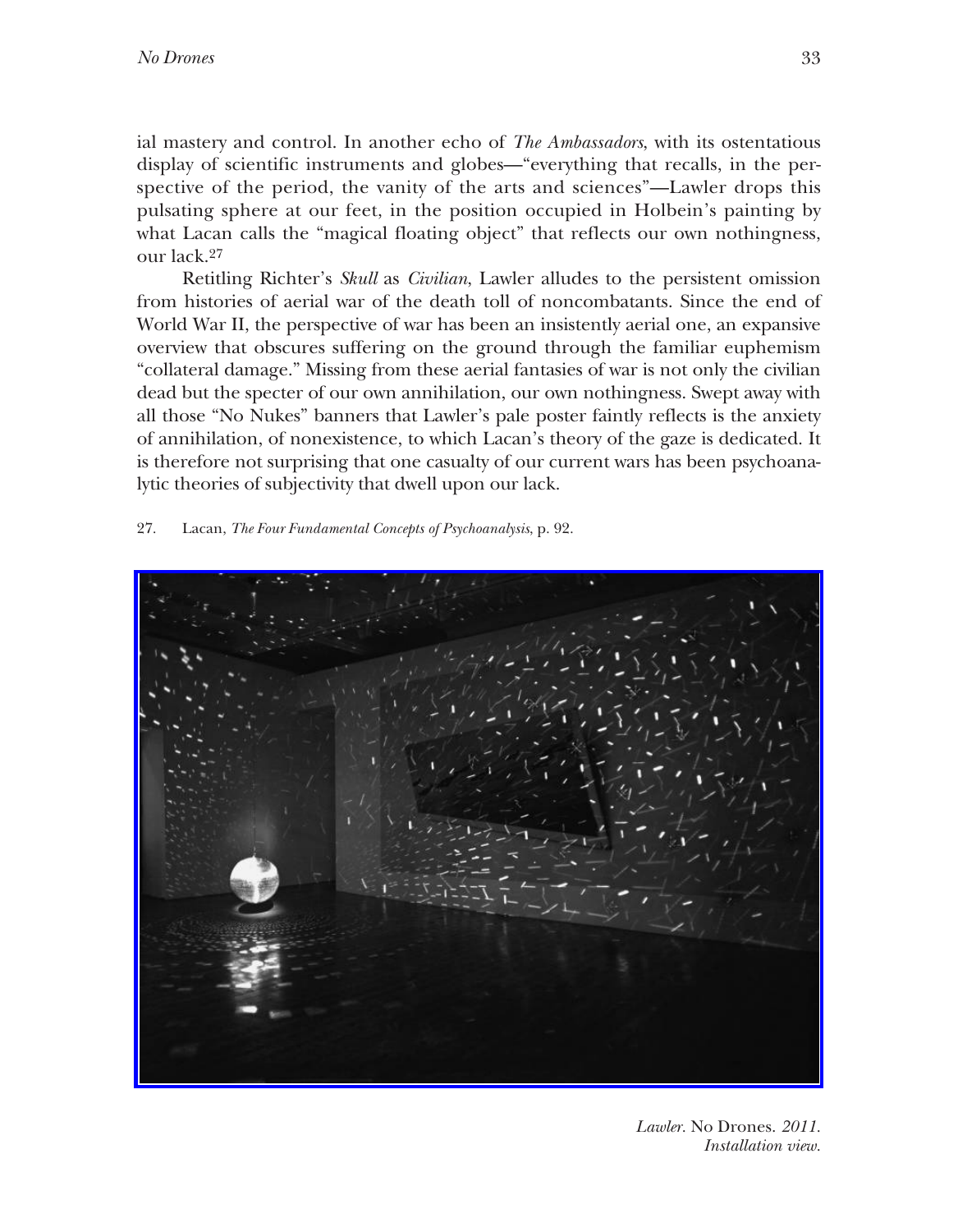ial mastery and control. In another echo of *The Ambassadors*, with its ostentatious display of scientific instruments and globes—"everything that recalls, in the perspective of the period, the vanity of the arts and sciences"—Lawler drops this pulsating sphere at our feet, in the position occupied in Holbein's painting by what Lacan calls the "magical floating object" that reflects our own nothingness, our lack.[27]

Retitling Richter's *Skull* as *Civilian*, Lawler alludes to the persistent omission from histories of aerial war of the death toll of noncombatants. Since the end of World War II, the perspective of war has been an insistently aerial one, an expansive overview that obscures suffering on the ground through the familiar euphemism "collateral damage." Missing from these aerial fantasies of war is not only the civilian dead but the specter of our own annihilation, our own nothingness. Swept away with all those "No Nukes" banners that Lawler's pale poster faintly reflects is the anxiety of annihilation, of nonexistence, to which Lacan's theory of the gaze is dedicated. It is therefore not surprising that one casualty of our current wars has been psychoanalytic theories of subjectivity that dwell upon our lack.

27. Lacan, *The Four Fundamental Concepts of Psychoanalysis*, p. 92.

*Lawler.* No Drones. *2011. Installation view.*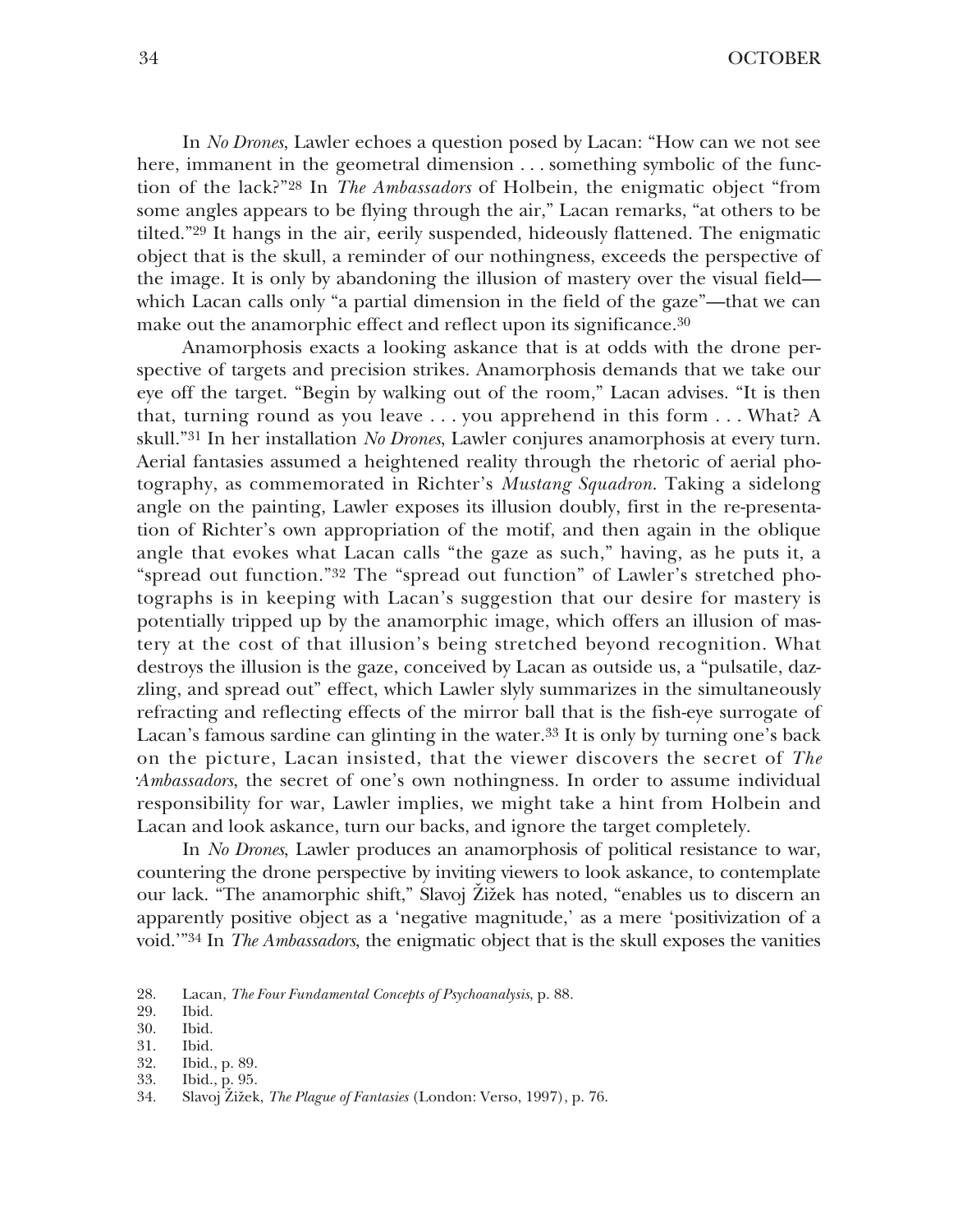In *No Drones*, Lawler echoes a question posed by Lacan: "How can we not see here, immanent in the geometral dimension . . . something symbolic of the function of the lack?"[28] In *The Ambassadors* of Holbein, the enigmatic object "from some angles appears to be flying through the air," Lacan remarks, "at others to be tilted."[29] It hangs in the air, eerily suspended, hideously flattened. The enigmatic object that is the skull, a reminder of our nothingness, exceeds the perspective of the image. It is only by abandoning the illusion of mastery over the visual field—which Lacan calls only "a partial dimension in the field of the gaze"—that we can make out the anamorphic effect and reflect upon its significance.[30]

Anamorphosis exacts a looking askance that is at odds with the drone perspective of targets and precision strikes. Anamorphosis demands that we take our eye off the target. "Begin by walking out of the room," Lacan advises. "It is then that, turning round as you leave . . . you apprehend in this form . . . What? A skull."[31] In her installation *No Drones*, Lawler conjures anamorphosis at every turn. Aerial fantasies assumed a heightened reality through the rhetoric of aerial photography, as commemorated in Richter's *Mustang Squadron*. Taking a sidelong angle on the painting, Lawler exposes its illusion doubly, first in the re-presentation of Richter's own appropriation of the motif, and then again in the oblique angle that evokes what Lacan calls "the gaze as such," having, as he puts it, a "spread out function."[32] The "spread out function" of Lawler's stretched photographs is in keeping with Lacan's suggestion that our desire for mastery is potentially tripped up by the anamorphic image, which offers an illusion of mastery at the cost of that illusion's being stretched beyond recognition. What destroys the illusion is the gaze, conceived by Lacan as outside us, a "pulsatile, dazzling, and spread out" effect, which Lawler slyly summarizes in the simultaneously refracting and reflecting effects of the mirror ball that is the fish-eye surrogate of Lacan's famous sardine can glinting in the water.[33] It is only by turning one's back on the picture, Lacan insisted, that the viewer discovers the secret of *The Ambassadors*, the secret of one's own nothingness. In order to assume individual responsibility for war, Lawler implies, we might take a hint from Holbein and Lacan and look askance, turn our backs, and ignore the target completely.

In *No Drones*, Lawler produces an anamorphosis of political resistance to war, countering the drone perspective by inviting viewers to look askance, to contemplate our lack. "The anamorphic shift," Slavoj Žižek has noted, "enables us to discern an apparently positive object as a 'negative magnitude,' as a mere 'positivization of a void.'"[34] In *The Ambassadors*, the enigmatic object that is the skull exposes the vanities

28. Lacan, *The Four Fundamental Concepts of Psychoanalysis*, p. 88.
29. Ibid.
30. Ibid.
31. Ibid.
32. Ibid., p. 89.
33. Ibid., p. 95.
34. Slavoj Žižek, *The Plague of Fantasies* (London: Verso, 1997), p. 76.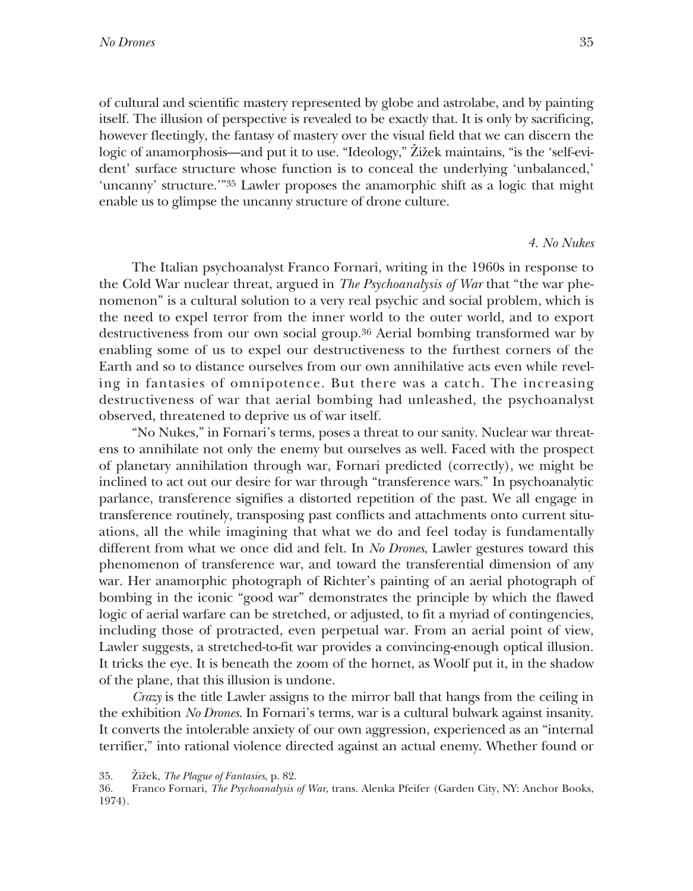of cultural and scientific mastery represented by globe and astrolabe, and by painting itself. The illusion of perspective is revealed to be exactly that. It is only by sacrificing, however fleetingly, the fantasy of mastery over the visual field that we can discern the logic of anamorphosis—and put it to use. "Ideology," Žižek maintains, "is the 'self-evident' surface structure whose function is to conceal the underlying 'unbalanced,' 'uncanny' structure.'"[35] Lawler proposes the anamorphic shift as a logic that might enable us to glimpse the uncanny structure of drone culture.

### *4. No Nukes*

The Italian psychoanalyst Franco Fornari, writing in the 1960s in response to the Cold War nuclear threat, argued in *The Psychoanalysis of War* that "the war phenomenon" is a cultural solution to a very real psychic and social problem, which is the need to expel terror from the inner world to the outer world, and to export destructiveness from our own social group.[36] Aerial bombing transformed war by enabling some of us to expel our destructiveness to the furthest corners of the Earth and so to distance ourselves from our own annihilative acts even while reveling in fantasies of omnipotence. But there was a catch. The increasing destructiveness of war that aerial bombing had unleashed, the psychoanalyst observed, threatened to deprive us of war itself.

"No Nukes," in Fornari's terms, poses a threat to our sanity. Nuclear war threatens to annihilate not only the enemy but ourselves as well. Faced with the prospect of planetary annihilation through war, Fornari predicted (correctly), we might be inclined to act out our desire for war through "transference wars." In psychoanalytic parlance, transference signifies a distorted repetition of the past. We all engage in transference routinely, transposing past conflicts and attachments onto current situations, all the while imagining that what we do and feel today is fundamentally different from what we once did and felt. In *No Drones*, Lawler gestures toward this phenomenon of transference war, and toward the transferential dimension of any war. Her anamorphic photograph of Richter's painting of an aerial photograph of bombing in the iconic "good war" demonstrates the principle by which the flawed logic of aerial warfare can be stretched, or adjusted, to fit a myriad of contingencies, including those of protracted, even perpetual war. From an aerial point of view, Lawler suggests, a stretched-to-fit war provides a convincing-enough optical illusion. It tricks the eye. It is beneath the zoom of the hornet, as Woolf put it, in the shadow of the plane, that this illusion is undone.

*Crazy* is the title Lawler assigns to the mirror ball that hangs from the ceiling in the exhibition *No Drones*. In Fornari's terms, war is a cultural bulwark against insanity. It converts the intolerable anxiety of our own aggression, experienced as an "internal terrifier," into rational violence directed against an actual enemy. Whether found or

35. Žižek, *The Plague of Fantasies*, p. 82.

36. Franco Fornari, *The Psychoanalysis of War*, trans. Alenka Pfeifer (Garden City, NY: Anchor Books, 1974).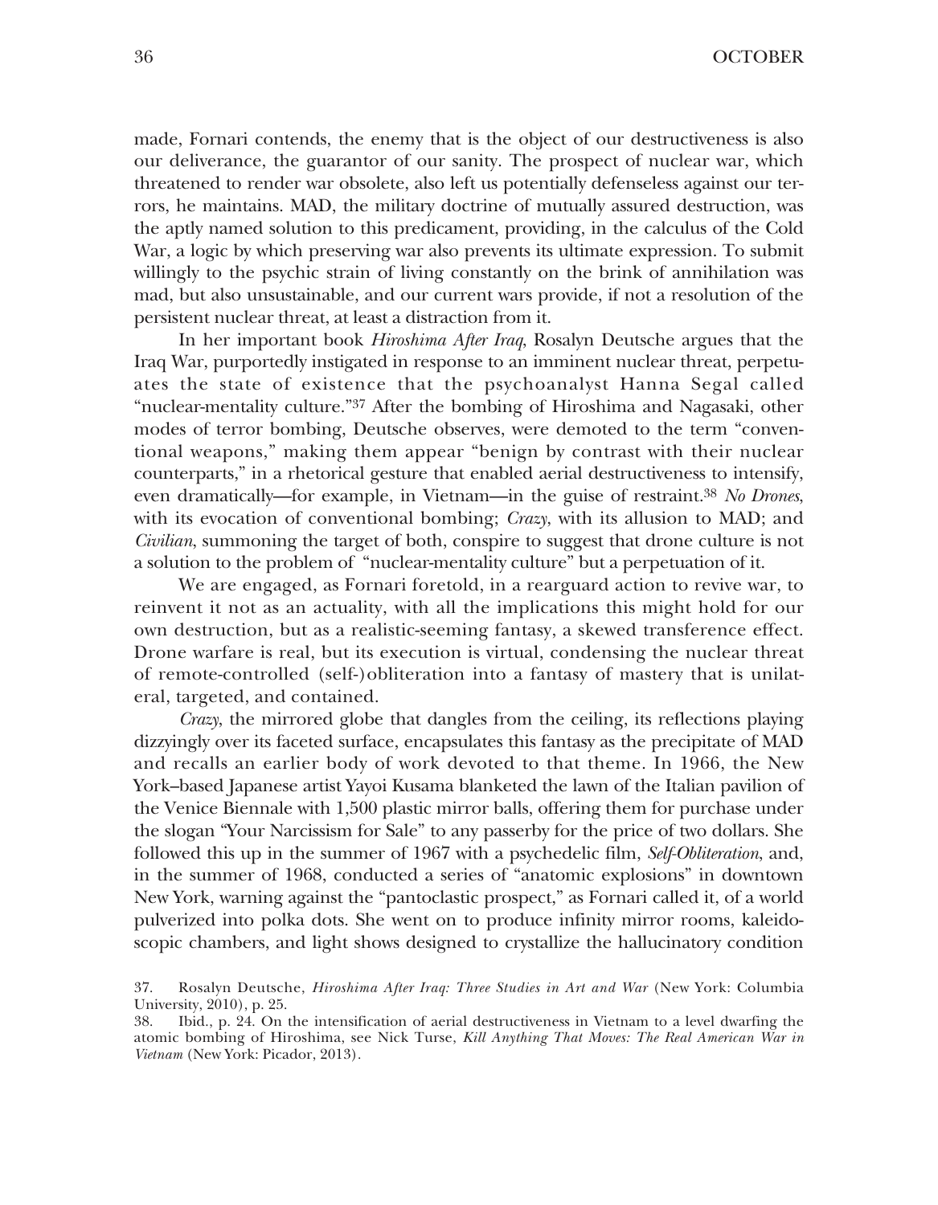made, Fornari contends, the enemy that is the object of our destructiveness is also our deliverance, the guarantor of our sanity. The prospect of nuclear war, which threatened to render war obsolete, also left us potentially defenseless against our terrors, he maintains. MAD, the military doctrine of mutually assured destruction, was the aptly named solution to this predicament, providing, in the calculus of the Cold War, a logic by which preserving war also prevents its ultimate expression. To submit willingly to the psychic strain of living constantly on the brink of annihilation was mad, but also unsustainable, and our current wars provide, if not a resolution of the persistent nuclear threat, at least a distraction from it.

In her important book *Hiroshima After Iraq*, Rosalyn Deutsche argues that the Iraq War, purportedly instigated in response to an imminent nuclear threat, perpetuates the state of existence that the psychoanalyst Hanna Segal called "nuclear-mentality culture."[37] After the bombing of Hiroshima and Nagasaki, other modes of terror bombing, Deutsche observes, were demoted to the term "conventional weapons," making them appear "benign by contrast with their nuclear counterparts," in a rhetorical gesture that enabled aerial destructiveness to intensify, even dramatically—for example, in Vietnam—in the guise of restraint.[38] *No Drones*, with its evocation of conventional bombing; *Crazy*, with its allusion to MAD; and *Civilian*, summoning the target of both, conspire to suggest that drone culture is not a solution to the problem of "nuclear-mentality culture" but a perpetuation of it.

We are engaged, as Fornari foretold, in a rearguard action to revive war, to reinvent it not as an actuality, with all the implications this might hold for our own destruction, but as a realistic-seeming fantasy, a skewed transference effect. Drone warfare is real, but its execution is virtual, condensing the nuclear threat of remote-controlled (self-)obliteration into a fantasy of mastery that is unilateral, targeted, and contained.

*Crazy*, the mirrored globe that dangles from the ceiling, its reflections playing dizzyingly over its faceted surface, encapsulates this fantasy as the precipitate of MAD and recalls an earlier body of work devoted to that theme. In 1966, the New York–based Japanese artist Yayoi Kusama blanketed the lawn of the Italian pavilion of the Venice Biennale with 1,500 plastic mirror balls, offering them for purchase under the slogan "Your Narcissism for Sale" to any passerby for the price of two dollars. She followed this up in the summer of 1967 with a psychedelic film, *Self-Obliteration*, and, in the summer of 1968, conducted a series of "anatomic explosions" in downtown New York, warning against the "pantoclastic prospect," as Fornari called it, of a world pulverized into polka dots. She went on to produce infinity mirror rooms, kaleidoscopic chambers, and light shows designed to crystallize the hallucinatory condition

37. Rosalyn Deutsche, *Hiroshima After Iraq: Three Studies in Art and War* (New York: Columbia University, 2010), p. 25.

38. Ibid., p. 24. On the intensification of aerial destructiveness in Vietnam to a level dwarfing the atomic bombing of Hiroshima, see Nick Turse, *Kill Anything That Moves: The Real American War in Vietnam* (New York: Picador, 2013).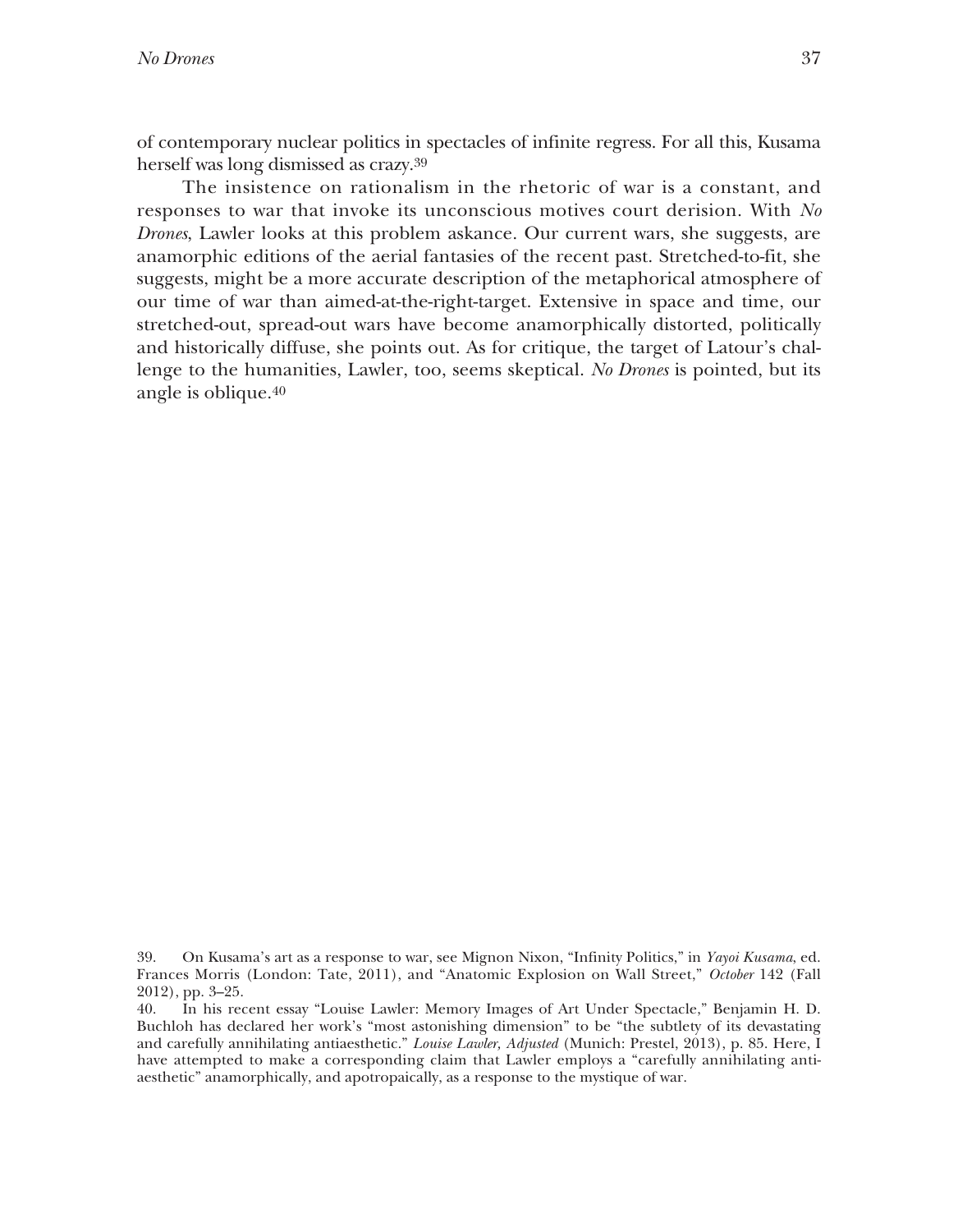of contemporary nuclear politics in spectacles of infinite regress. For all this, Kusama herself was long dismissed as crazy.[39]

The insistence on rationalism in the rhetoric of war is a constant, and responses to war that invoke its unconscious motives court derision. With *No Drones*, Lawler looks at this problem askance. Our current wars, she suggests, are anamorphic editions of the aerial fantasies of the recent past. Stretched-to-fit, she suggests, might be a more accurate description of the metaphorical atmosphere of our time of war than aimed-at-the-right-target. Extensive in space and time, our stretched-out, spread-out wars have become anamorphically distorted, politically and historically diffuse, she points out. As for critique, the target of Latour's challenge to the humanities, Lawler, too, seems skeptical. *No Drones* is pointed, but its angle is oblique.[40]

39. On Kusama's art as a response to war, see Mignon Nixon, "Infinity Politics," in *Yayoi Kusama*, ed. Frances Morris (London: Tate, 2011), and "Anatomic Explosion on Wall Street," *October* 142 (Fall 2012), pp. 3–25.

40. In his recent essay "Louise Lawler: Memory Images of Art Under Spectacle," Benjamin H. D. Buchloh has declared her work's "most astonishing dimension" to be "the subtlety of its devastating and carefully annihilating antiaesthetic." *Louise Lawler, Adjusted* (Munich: Prestel, 2013), p. 85. Here, I have attempted to make a corresponding claim that Lawler employs a "carefully annihilating antiaesthetic" anamorphically, and apotropaically, as a response to the mystique of war.